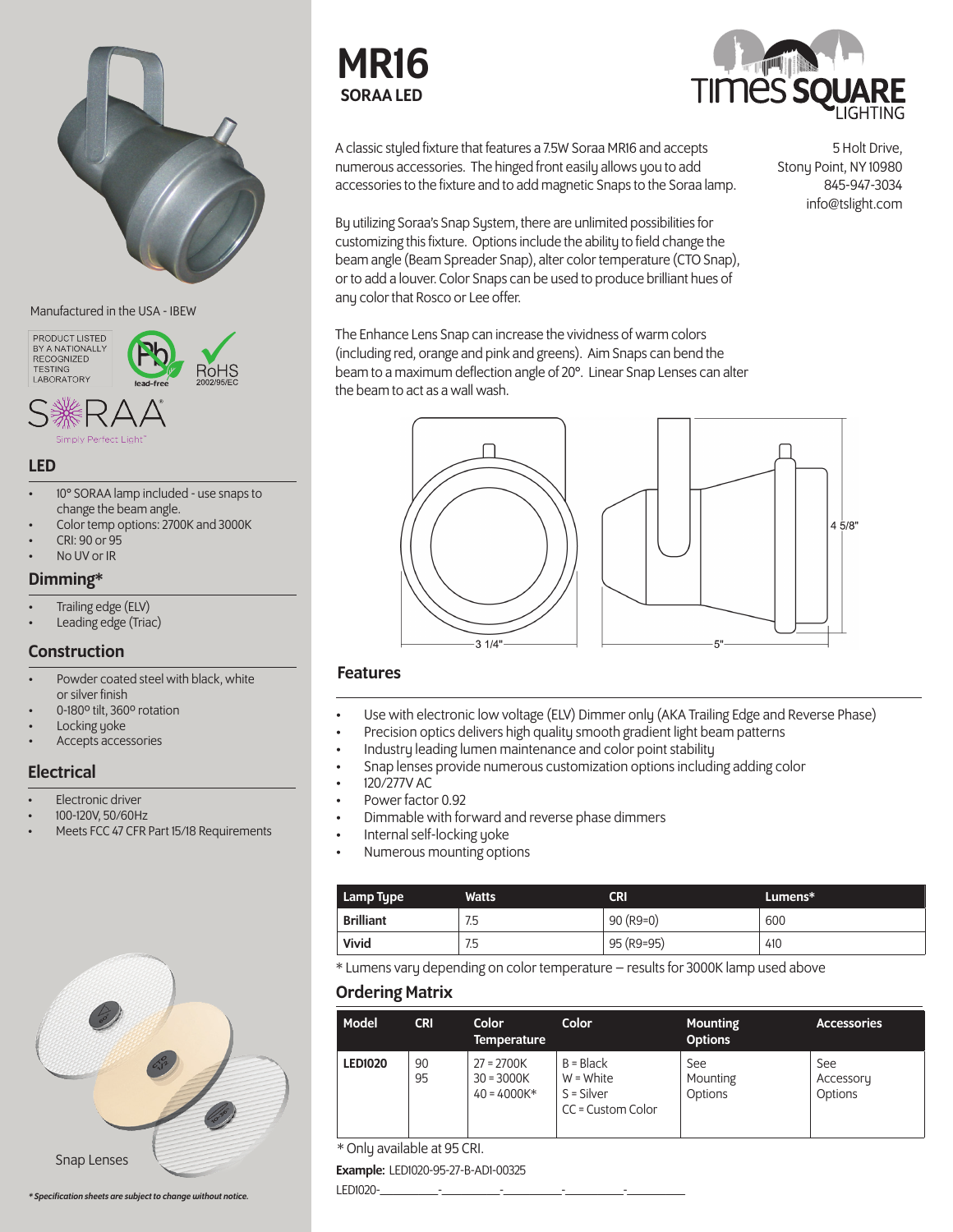# MR16

## SORAA LED

A classic styled fixture that features a 7.5W Soraa MR16 and accepts numerous accessories. The hinged front easily allows you to add accessories to the fixture and to add magnetic Snaps to the Soraa lamp.

By utilizing Soraa's Snap System, there are unlimited possibilities for customizing this fixture. Options include the ability to field change the beam angle (Beam Spreader Snap), alter color temperature (CTO Snap), or to add a louver. Color Snaps can be used to produce brilliant hues of any color that Rosco or Lee offer.

The Enhance Lens Snap can increase the vividness of warm colors (including red, orange and pink and greens). Aim Snaps can bend the beam to a maximum deflection angle of 20°. Linear Snap Lenses can alter the beam to act as a wall wash.

Times Square Lighting
5 Holt Drive,
Stony Point, NY 10980
845-947-3034
info@tslight.com

4 5/8"
3 1/4"
5"

Manufactured in the USA - IBEW

PRODUCT LISTED BY A NATIONALLY RECOGNIZED TESTING LABORATORY

lead-free

RoHS 2002/95/EC

SORAA Simply Perfect Light

### LED

- 10° SORAA lamp included - use snaps to change the beam angle.
- Color temp options: 2700K and 3000K
- CRI: 90 or 95
- No UV or IR

### Dimming*

- Trailing edge (ELV)
- Leading edge (Triac)

### Construction

- Powder coated steel with black, white or silver finish
- 0-180° tilt, 360° rotation
- Locking yoke
- Accepts accessories

### Electrical

- Electronic driver
- 100-120V, 50/60Hz
- Meets FCC 47 CFR Part 15/18 Requirements

Snap Lenses

*Specification sheets are subject to change without notice.*

### Features

- Use with electronic low voltage (ELV) Dimmer only (AKA Trailing Edge and Reverse Phase)
- Precision optics delivers high quality smooth gradient light beam patterns
- Industry leading lumen maintenance and color point stability
- Snap lenses provide numerous customization options including adding color
- 120/277V AC
- Power factor 0.92
- Dimmable with forward and reverse phase dimmers
- Internal self-locking yoke
- Numerous mounting options

| Lamp Type | Watts | CRI | Lumens* |
|---|---|---|---|
| Brilliant | 7.5 | 90 (R9=0) | 600 |
| Vivid | 7.5 | 95 (R9=95) | 410 |

* Lumens vary depending on color temperature – results for 3000K lamp used above

### Ordering Matrix

| Model | CRI | Color Temperature | Color | Mounting Options | Accessories |
|---|---|---|---|---|---|
| LED1020 | 90<br>95 | 27 = 2700K<br>30 = 3000K<br>40 = 4000K* | B = Black<br>W = White<br>S = Silver<br>CC = Custom Color | See Mounting Options | See Accessory Options |

* Only available at 95 CRI.

**Example:** LED1020-95-27-B-AD1-00325

LED1020-\_\_\_\_\_\_\_\_\_\_-\_\_\_\_\_\_\_\_\_\_-\_\_\_\_\_\_\_\_\_\_-\_\_\_\_\_\_\_\_\_\_-\_\_\_\_\_\_\_\_\_\_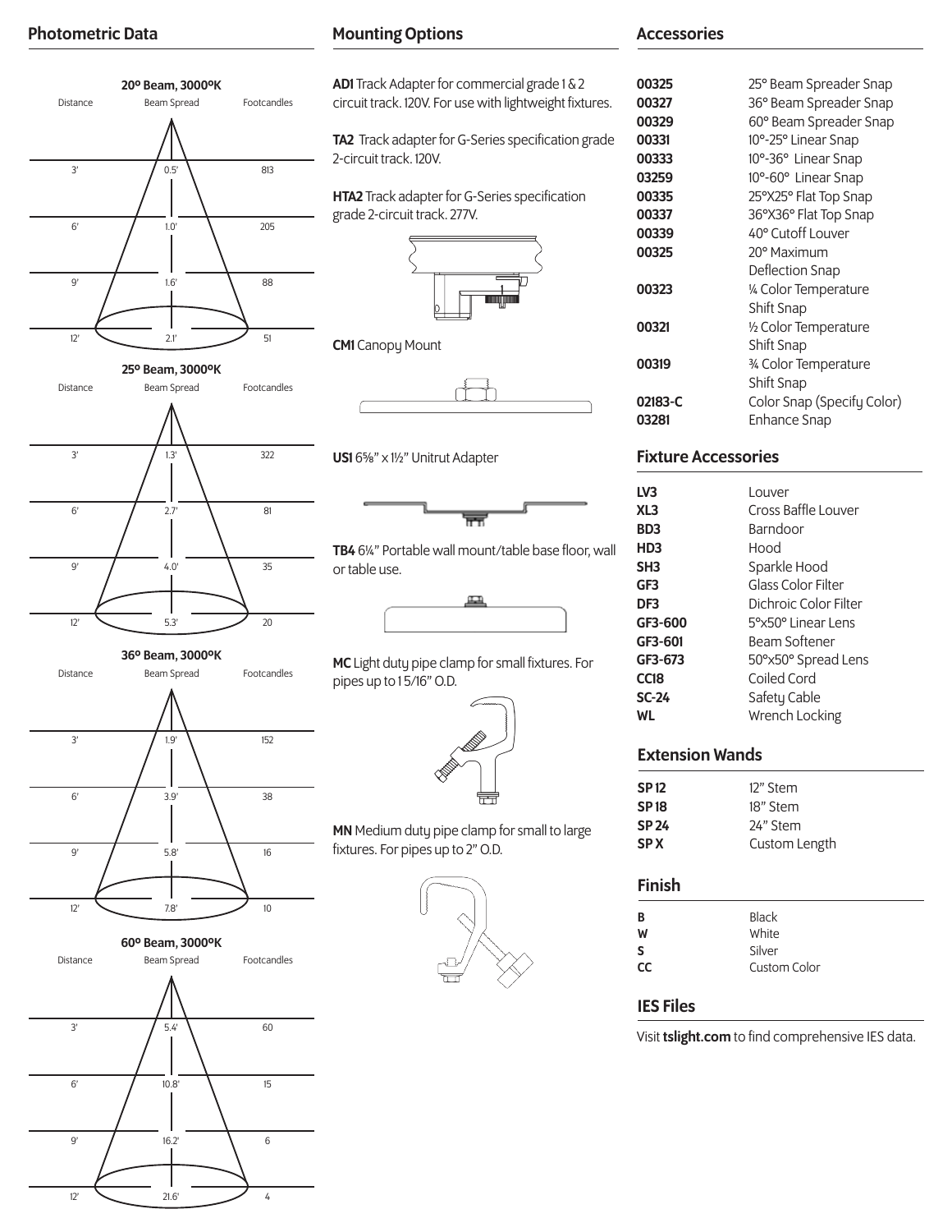## Photometric Data

**20° Beam, 3000°K**

Distance | Beam Spread | Footcandles

3' 0.5' 813

6' 1.0' 205

9' 1.6' 88

12' 2.1' 51

**25° Beam, 3000°K**

Distance | Beam Spread | Footcandles

3' 1.3' 322

6' 2.7' 81

9' 4.0' 35

12' 5.3' 20

**36° Beam, 3000°K**

Distance | Beam Spread | Footcandles

3' 1.9' 152

6' 3.9' 38

9' 5.8' 16

12' 7.8' 10

**60° Beam, 3000°K**

Distance | Beam Spread | Footcandles

3' 5.4' 60

6' 10.8' 15

9' 16.2' 6

12' 21.6' 4

## Mounting Options

**AD1** Track Adapter for commercial grade 1 & 2 circuit track. 120V. For use with lightweight fixtures.

**TA2** Track adapter for G-Series specification grade 2-circuit track. 120V.

**HTA2** Track adapter for G-Series specification grade 2-circuit track. 277V.

**CM1** Canopy Mount

**US1** 6⅝" x 1½" Unitrut Adapter

**TB4** 6¼" Portable wall mount/table base floor, wall or table use.

**MC** Light duty pipe clamp for small fixtures. For pipes up to 1 5/16" O.D.

**MN** Medium duty pipe clamp for small to large fixtures. For pipes up to 2" O.D.

## Accessories

| | |
|---|---|
| **00325** | 25° Beam Spreader Snap |
| **00327** | 36° Beam Spreader Snap |
| **00329** | 60° Beam Spreader Snap |
| **00331** | 10°-25° Linear Snap |
| **00333** | 10°-36° Linear Snap |
| **03259** | 10°-60° Linear Snap |
| **00335** | 25°X25° Flat Top Snap |
| **00337** | 36°X36° Flat Top Snap |
| **00339** | 40° Cutoff Louver |
| **00325** | 20° Maximum Deflection Snap |
| **00323** | ¼ Color Temperature Shift Snap |
| **00321** | ½ Color Temperature Shift Snap |
| **00319** | ¾ Color Temperature Shift Snap |
| **02183-C** | Color Snap (Specify Color) |
| **03281** | Enhance Snap |

## Fixture Accessories

| | |
|---|---|
| **LV3** | Louver |
| **XL3** | Cross Baffle Louver |
| **BD3** | Barndoor |
| **HD3** | Hood |
| **SH3** | Sparkle Hood |
| **GF3** | Glass Color Filter |
| **DF3** | Dichroic Color Filter |
| **GF3-600** | 5°x50° Linear Lens |
| **GF3-601** | Beam Softener |
| **GF3-673** | 50°x50° Spread Lens |
| **CC18** | Coiled Cord |
| **SC-24** | Safety Cable |
| **WL** | Wrench Locking |

## Extension Wands

| | |
|---|---|
| **SP 12** | 12" Stem |
| **SP 18** | 18" Stem |
| **SP 24** | 24" Stem |
| **SP X** | Custom Length |

## Finish

| | |
|---|---|
| **B** | Black |
| **W** | White |
| **S** | Silver |
| **CC** | Custom Color |

## IES Files

Visit **tslight.com** to find comprehensive IES data.